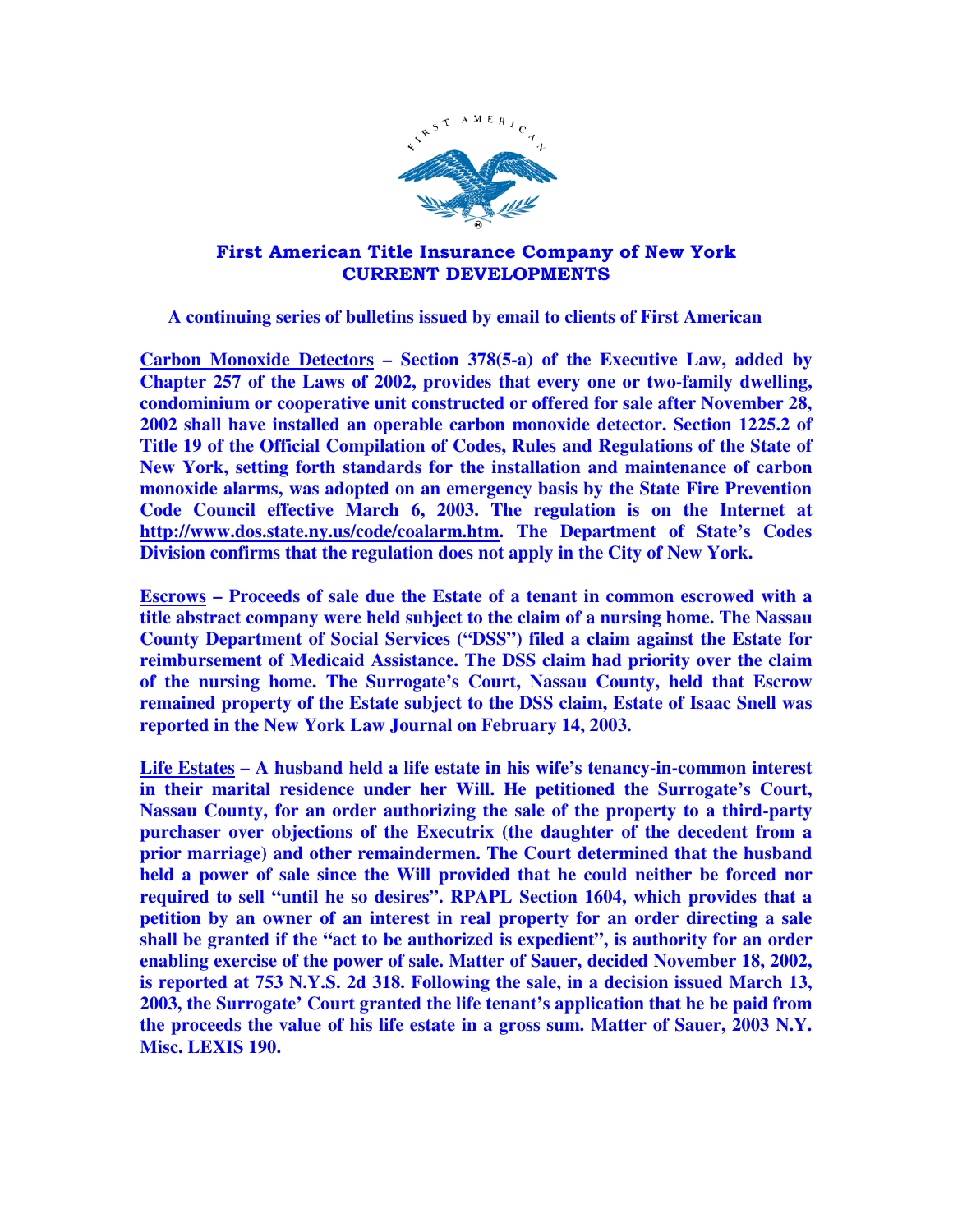# First American Title Insurance Company of New York
# CURRENT DEVELOPMENTS

**A continuing series of bulletins issued by email to clients of First American**

**Carbon Monoxide Detectors – Section 378(5-a) of the Executive Law, added by Chapter 257 of the Laws of 2002, provides that every one or two-family dwelling, condominium or cooperative unit constructed or offered for sale after November 28, 2002 shall have installed an operable carbon monoxide detector. Section 1225.2 of Title 19 of the Official Compilation of Codes, Rules and Regulations of the State of New York, setting forth standards for the installation and maintenance of carbon monoxide alarms, was adopted on an emergency basis by the State Fire Prevention Code Council effective March 6, 2003. The regulation is on the Internet at http://www.dos.state.ny.us/code/coalarm.htm. The Department of State's Codes Division confirms that the regulation does not apply in the City of New York.**

**Escrows – Proceeds of sale due the Estate of a tenant in common escrowed with a title abstract company were held subject to the claim of a nursing home. The Nassau County Department of Social Services ("DSS") filed a claim against the Estate for reimbursement of Medicaid Assistance. The DSS claim had priority over the claim of the nursing home. The Surrogate's Court, Nassau County, held that Escrow remained property of the Estate subject to the DSS claim, Estate of Isaac Snell was reported in the New York Law Journal on February 14, 2003.**

**Life Estates – A husband held a life estate in his wife's tenancy-in-common interest in their marital residence under her Will. He petitioned the Surrogate's Court, Nassau County, for an order authorizing the sale of the property to a third-party purchaser over objections of the Executrix (the daughter of the decedent from a prior marriage) and other remaindermen. The Court determined that the husband held a power of sale since the Will provided that he could neither be forced nor required to sell "until he so desires". RPAPL Section 1604, which provides that a petition by an owner of an interest in real property for an order directing a sale shall be granted if the "act to be authorized is expedient", is authority for an order enabling exercise of the power of sale. Matter of Sauer, decided November 18, 2002, is reported at 753 N.Y.S. 2d 318. Following the sale, in a decision issued March 13, 2003, the Surrogate' Court granted the life tenant's application that he be paid from the proceeds the value of his life estate in a gross sum. Matter of Sauer, 2003 N.Y. Misc. LEXIS 190.**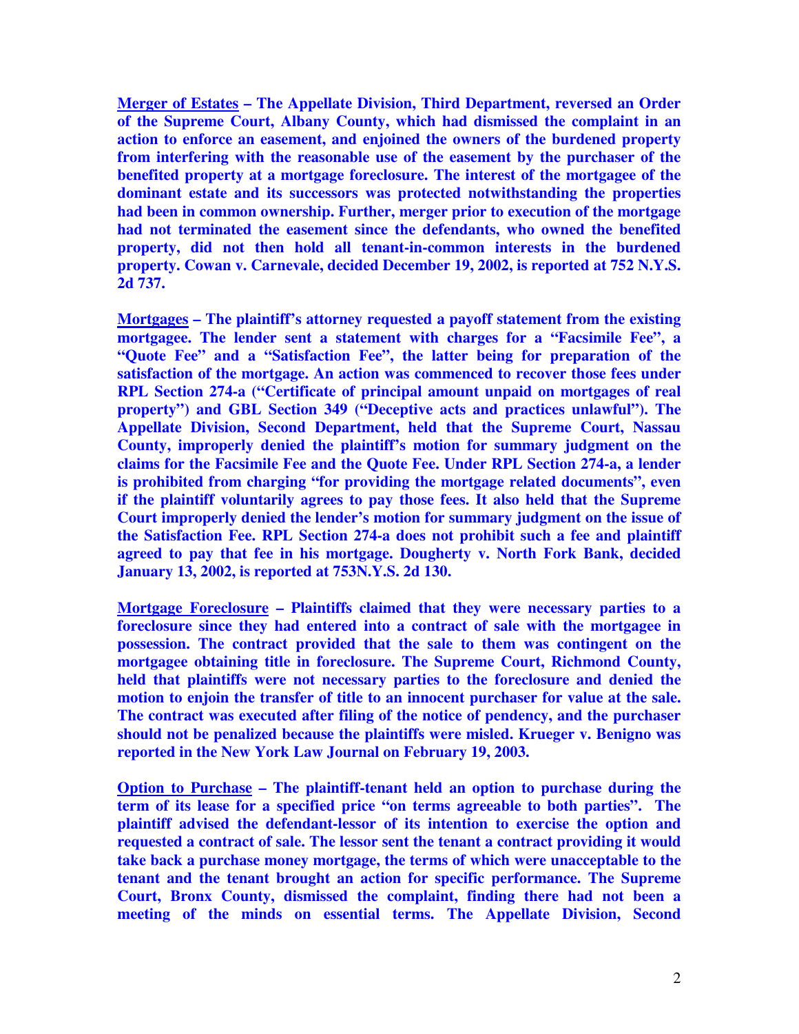**Merger of Estates – The Appellate Division, Third Department, reversed an Order of the Supreme Court, Albany County, which had dismissed the complaint in an action to enforce an easement, and enjoined the owners of the burdened property from interfering with the reasonable use of the easement by the purchaser of the benefited property at a mortgage foreclosure. The interest of the mortgagee of the dominant estate and its successors was protected notwithstanding the properties had been in common ownership. Further, merger prior to execution of the mortgage had not terminated the easement since the defendants, who owned the benefited property, did not then hold all tenant-in-common interests in the burdened property. Cowan v. Carnevale, decided December 19, 2002, is reported at 752 N.Y.S. 2d 737.**

**Mortgages – The plaintiff's attorney requested a payoff statement from the existing mortgagee. The lender sent a statement with charges for a "Facsimile Fee", a "Quote Fee" and a "Satisfaction Fee", the latter being for preparation of the satisfaction of the mortgage. An action was commenced to recover those fees under RPL Section 274-a ("Certificate of principal amount unpaid on mortgages of real property") and GBL Section 349 ("Deceptive acts and practices unlawful"). The Appellate Division, Second Department, held that the Supreme Court, Nassau County, improperly denied the plaintiff's motion for summary judgment on the claims for the Facsimile Fee and the Quote Fee. Under RPL Section 274-a, a lender is prohibited from charging "for providing the mortgage related documents", even if the plaintiff voluntarily agrees to pay those fees. It also held that the Supreme Court improperly denied the lender's motion for summary judgment on the issue of the Satisfaction Fee. RPL Section 274-a does not prohibit such a fee and plaintiff agreed to pay that fee in his mortgage. Dougherty v. North Fork Bank, decided January 13, 2002, is reported at 753N.Y.S. 2d 130.**

**Mortgage Foreclosure – Plaintiffs claimed that they were necessary parties to a foreclosure since they had entered into a contract of sale with the mortgagee in possession. The contract provided that the sale to them was contingent on the mortgagee obtaining title in foreclosure. The Supreme Court, Richmond County, held that plaintiffs were not necessary parties to the foreclosure and denied the motion to enjoin the transfer of title to an innocent purchaser for value at the sale. The contract was executed after filing of the notice of pendency, and the purchaser should not be penalized because the plaintiffs were misled. Krueger v. Benigno was reported in the New York Law Journal on February 19, 2003.**

**Option to Purchase – The plaintiff-tenant held an option to purchase during the term of its lease for a specified price "on terms agreeable to both parties". The plaintiff advised the defendant-lessor of its intention to exercise the option and requested a contract of sale. The lessor sent the tenant a contract providing it would take back a purchase money mortgage, the terms of which were unacceptable to the tenant and the tenant brought an action for specific performance. The Supreme Court, Bronx County, dismissed the complaint, finding there had not been a meeting of the minds on essential terms. The Appellate Division, Second**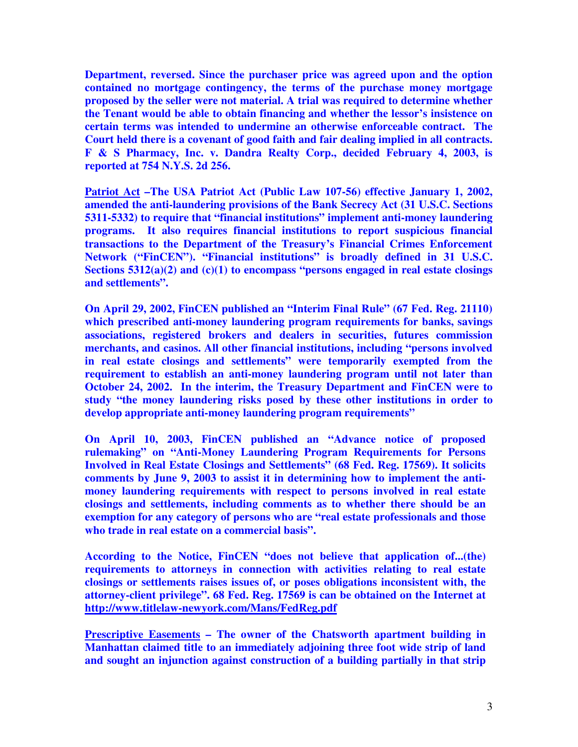**Department, reversed. Since the purchaser price was agreed upon and the option contained no mortgage contingency, the terms of the purchase money mortgage proposed by the seller were not material. A trial was required to determine whether the Tenant would be able to obtain financing and whether the lessor's insistence on certain terms was intended to undermine an otherwise enforceable contract. The Court held there is a covenant of good faith and fair dealing implied in all contracts. F & S Pharmacy, Inc. v. Dandra Realty Corp., decided February 4, 2003, is reported at 754 N.Y.S. 2d 256.**

**<u>Patriot Act</u> –The USA Patriot Act (Public Law 107-56) effective January 1, 2002, amended the anti-laundering provisions of the Bank Secrecy Act (31 U.S.C. Sections 5311-5332) to require that "financial institutions" implement anti-money laundering programs. It also requires financial institutions to report suspicious financial transactions to the Department of the Treasury's Financial Crimes Enforcement Network ("FinCEN"). "Financial institutions" is broadly defined in 31 U.S.C. Sections 5312(a)(2) and (c)(1) to encompass "persons engaged in real estate closings and settlements".**

**On April 29, 2002, FinCEN published an "Interim Final Rule" (67 Fed. Reg. 21110) which prescribed anti-money laundering program requirements for banks, savings associations, registered brokers and dealers in securities, futures commission merchants, and casinos. All other financial institutions, including "persons involved in real estate closings and settlements" were temporarily exempted from the requirement to establish an anti-money laundering program until not later than October 24, 2002. In the interim, the Treasury Department and FinCEN were to study "the money laundering risks posed by these other institutions in order to develop appropriate anti-money laundering program requirements"**

**On April 10, 2003, FinCEN published an "Advance notice of proposed rulemaking" on "Anti-Money Laundering Program Requirements for Persons Involved in Real Estate Closings and Settlements" (68 Fed. Reg. 17569). It solicits comments by June 9, 2003 to assist it in determining how to implement the anti-money laundering requirements with respect to persons involved in real estate closings and settlements, including comments as to whether there should be an exemption for any category of persons who are "real estate professionals and those who trade in real estate on a commercial basis".**

**According to the Notice, FinCEN "does not believe that application of...(the) requirements to attorneys in connection with activities relating to real estate closings or settlements raises issues of, or poses obligations inconsistent with, the attorney-client privilege". 68 Fed. Reg. 17569 is can be obtained on the Internet at <u>http://www.titlelaw-newyork.com/Mans/FedReg.pdf</u>**

**<u>Prescriptive Easements</u> – The owner of the Chatsworth apartment building in Manhattan claimed title to an immediately adjoining three foot wide strip of land and sought an injunction against construction of a building partially in that strip**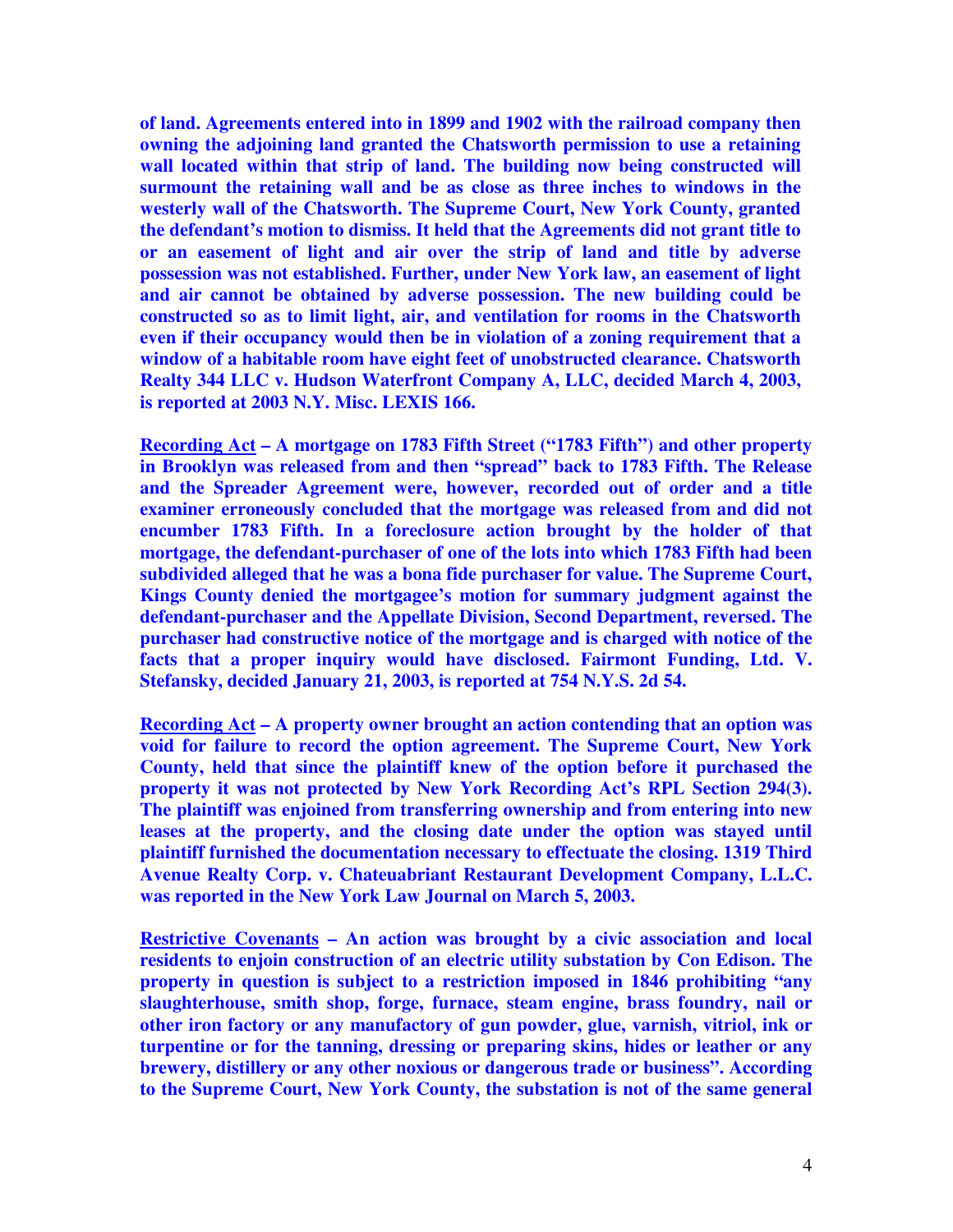**of land. Agreements entered into in 1899 and 1902 with the railroad company then owning the adjoining land granted the Chatsworth permission to use a retaining wall located within that strip of land. The building now being constructed will surmount the retaining wall and be as close as three inches to windows in the westerly wall of the Chatsworth. The Supreme Court, New York County, granted the defendant's motion to dismiss. It held that the Agreements did not grant title to or an easement of light and air over the strip of land and title by adverse possession was not established. Further, under New York law, an easement of light and air cannot be obtained by adverse possession. The new building could be constructed so as to limit light, air, and ventilation for rooms in the Chatsworth even if their occupancy would then be in violation of a zoning requirement that a window of a habitable room have eight feet of unobstructed clearance. Chatsworth Realty 344 LLC v. Hudson Waterfront Company A, LLC, decided March 4, 2003, is reported at 2003 N.Y. Misc. LEXIS 166.**

**<u>Recording Act</u> – A mortgage on 1783 Fifth Street ("1783 Fifth") and other property in Brooklyn was released from and then "spread" back to 1783 Fifth. The Release and the Spreader Agreement were, however, recorded out of order and a title examiner erroneously concluded that the mortgage was released from and did not encumber 1783 Fifth. In a foreclosure action brought by the holder of that mortgage, the defendant-purchaser of one of the lots into which 1783 Fifth had been subdivided alleged that he was a bona fide purchaser for value. The Supreme Court, Kings County denied the mortgagee's motion for summary judgment against the defendant-purchaser and the Appellate Division, Second Department, reversed. The purchaser had constructive notice of the mortgage and is charged with notice of the facts that a proper inquiry would have disclosed. Fairmont Funding, Ltd. V. Stefansky, decided January 21, 2003, is reported at 754 N.Y.S. 2d 54.**

**<u>Recording Act</u> – A property owner brought an action contending that an option was void for failure to record the option agreement. The Supreme Court, New York County, held that since the plaintiff knew of the option before it purchased the property it was not protected by New York Recording Act's RPL Section 294(3). The plaintiff was enjoined from transferring ownership and from entering into new leases at the property, and the closing date under the option was stayed until plaintiff furnished the documentation necessary to effectuate the closing. 1319 Third Avenue Realty Corp. v. Chateuabriant Restaurant Development Company, L.L.C. was reported in the New York Law Journal on March 5, 2003.**

**<u>Restrictive Covenants</u> – An action was brought by a civic association and local residents to enjoin construction of an electric utility substation by Con Edison. The property in question is subject to a restriction imposed in 1846 prohibiting "any slaughterhouse, smith shop, forge, furnace, steam engine, brass foundry, nail or other iron factory or any manufactory of gun powder, glue, varnish, vitriol, ink or turpentine or for the tanning, dressing or preparing skins, hides or leather or any brewery, distillery or any other noxious or dangerous trade or business". According to the Supreme Court, New York County, the substation is not of the same general**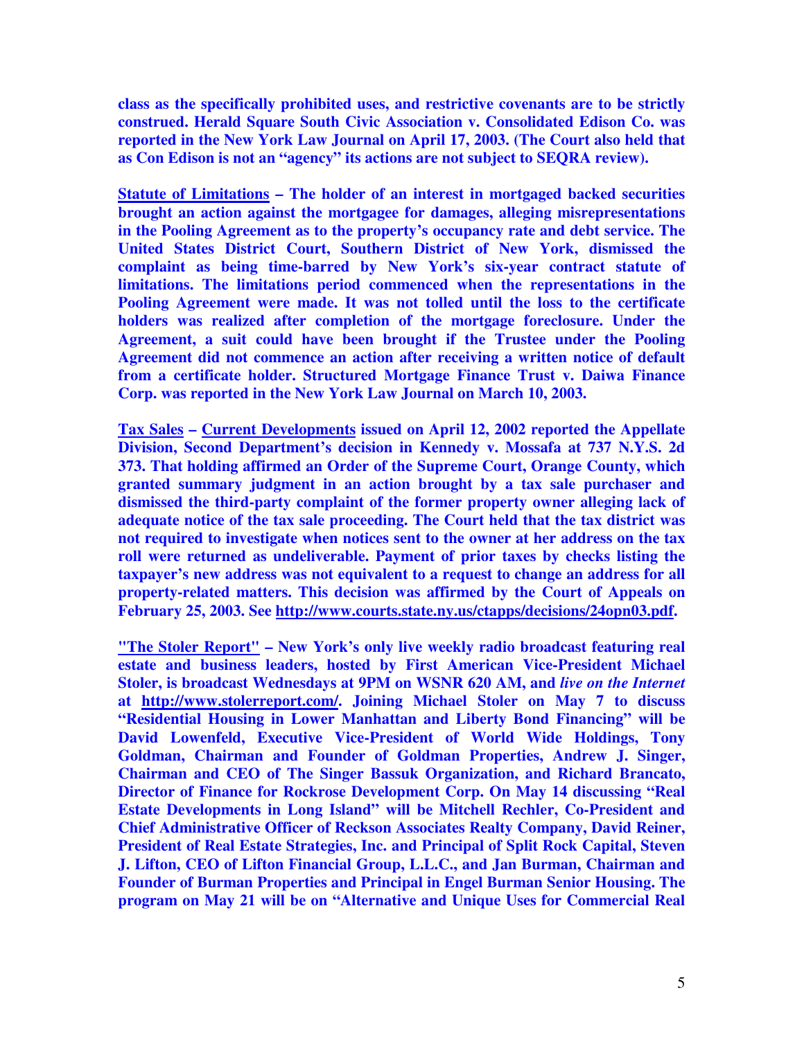**class as the specifically prohibited uses, and restrictive covenants are to be strictly construed. Herald Square South Civic Association v. Consolidated Edison Co. was reported in the New York Law Journal on April 17, 2003. (The Court also held that as Con Edison is not an "agency" its actions are not subject to SEQRA review).**

**Statute of Limitations – The holder of an interest in mortgaged backed securities brought an action against the mortgagee for damages, alleging misrepresentations in the Pooling Agreement as to the property's occupancy rate and debt service. The United States District Court, Southern District of New York, dismissed the complaint as being time-barred by New York's six-year contract statute of limitations. The limitations period commenced when the representations in the Pooling Agreement were made. It was not tolled until the loss to the certificate holders was realized after completion of the mortgage foreclosure. Under the Agreement, a suit could have been brought if the Trustee under the Pooling Agreement did not commence an action after receiving a written notice of default from a certificate holder. Structured Mortgage Finance Trust v. Daiwa Finance Corp. was reported in the New York Law Journal on March 10, 2003.**

**Tax Sales – Current Developments issued on April 12, 2002 reported the Appellate Division, Second Department's decision in Kennedy v. Mossafa at 737 N.Y.S. 2d 373. That holding affirmed an Order of the Supreme Court, Orange County, which granted summary judgment in an action brought by a tax sale purchaser and dismissed the third-party complaint of the former property owner alleging lack of adequate notice of the tax sale proceeding. The Court held that the tax district was not required to investigate when notices sent to the owner at her address on the tax roll were returned as undeliverable. Payment of prior taxes by checks listing the taxpayer's new address was not equivalent to a request to change an address for all property-related matters. This decision was affirmed by the Court of Appeals on February 25, 2003. See http://www.courts.state.ny.us/ctapps/decisions/24opn03.pdf.**

**"The Stoler Report" – New York's only live weekly radio broadcast featuring real estate and business leaders, hosted by First American Vice-President Michael Stoler, is broadcast Wednesdays at 9PM on WSNR 620 AM, and *live on the Internet* at http://www.stolerreport.com/. Joining Michael Stoler on May 7 to discuss "Residential Housing in Lower Manhattan and Liberty Bond Financing" will be David Lowenfeld, Executive Vice-President of World Wide Holdings, Tony Goldman, Chairman and Founder of Goldman Properties, Andrew J. Singer, Chairman and CEO of The Singer Bassuk Organization, and Richard Brancato, Director of Finance for Rockrose Development Corp. On May 14 discussing "Real Estate Developments in Long Island" will be Mitchell Rechler, Co-President and Chief Administrative Officer of Reckson Associates Realty Company, David Reiner, President of Real Estate Strategies, Inc. and Principal of Split Rock Capital, Steven J. Lifton, CEO of Lifton Financial Group, L.L.C., and Jan Burman, Chairman and Founder of Burman Properties and Principal in Engel Burman Senior Housing. The program on May 21 will be on "Alternative and Unique Uses for Commercial Real**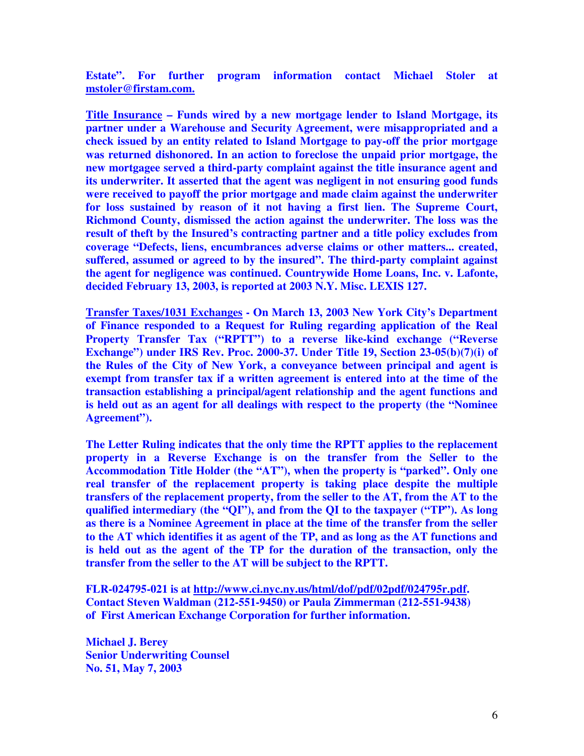**Estate". For further program information contact Michael Stoler at mstoler@firstam.com.**

**<u>Title Insurance</u> – Funds wired by a new mortgage lender to Island Mortgage, its partner under a Warehouse and Security Agreement, were misappropriated and a check issued by an entity related to Island Mortgage to pay-off the prior mortgage was returned dishonored. In an action to foreclose the unpaid prior mortgage, the new mortgagee served a third-party complaint against the title insurance agent and its underwriter. It asserted that the agent was negligent in not ensuring good funds were received to payoff the prior mortgage and made claim against the underwriter for loss sustained by reason of it not having a first lien. The Supreme Court, Richmond County, dismissed the action against the underwriter. The loss was the result of theft by the Insured's contracting partner and a title policy excludes from coverage "Defects, liens, encumbrances adverse claims or other matters... created, suffered, assumed or agreed to by the insured". The third-party complaint against the agent for negligence was continued. Countrywide Home Loans, Inc. v. Lafonte, decided February 13, 2003, is reported at 2003 N.Y. Misc. LEXIS 127.**

**<u>Transfer Taxes/1031 Exchanges</u> - On March 13, 2003 New York City's Department of Finance responded to a Request for Ruling regarding application of the Real Property Transfer Tax ("RPTT") to a reverse like-kind exchange ("Reverse Exchange") under IRS Rev. Proc. 2000-37. Under Title 19, Section 23-05(b)(7)(i) of the Rules of the City of New York, a conveyance between principal and agent is exempt from transfer tax if a written agreement is entered into at the time of the transaction establishing a principal/agent relationship and the agent functions and is held out as an agent for all dealings with respect to the property (the "Nominee Agreement").**

**The Letter Ruling indicates that the only time the RPTT applies to the replacement property in a Reverse Exchange is on the transfer from the Seller to the Accommodation Title Holder (the "AT"), when the property is "parked". Only one real transfer of the replacement property is taking place despite the multiple transfers of the replacement property, from the seller to the AT, from the AT to the qualified intermediary (the "QI"), and from the QI to the taxpayer ("TP"). As long as there is a Nominee Agreement in place at the time of the transfer from the seller to the AT which identifies it as agent of the TP, and as long as the AT functions and is held out as the agent of the TP for the duration of the transaction, only the transfer from the seller to the AT will be subject to the RPTT.**

**FLR-024795-021 is at http://www.ci.nyc.ny.us/html/dof/pdf/02pdf/024795r.pdf. Contact Steven Waldman (212-551-9450) or Paula Zimmerman (212-551-9438) of First American Exchange Corporation for further information.**

**Michael J. Berey**
**Senior Underwriting Counsel**
**No. 51, May 7, 2003**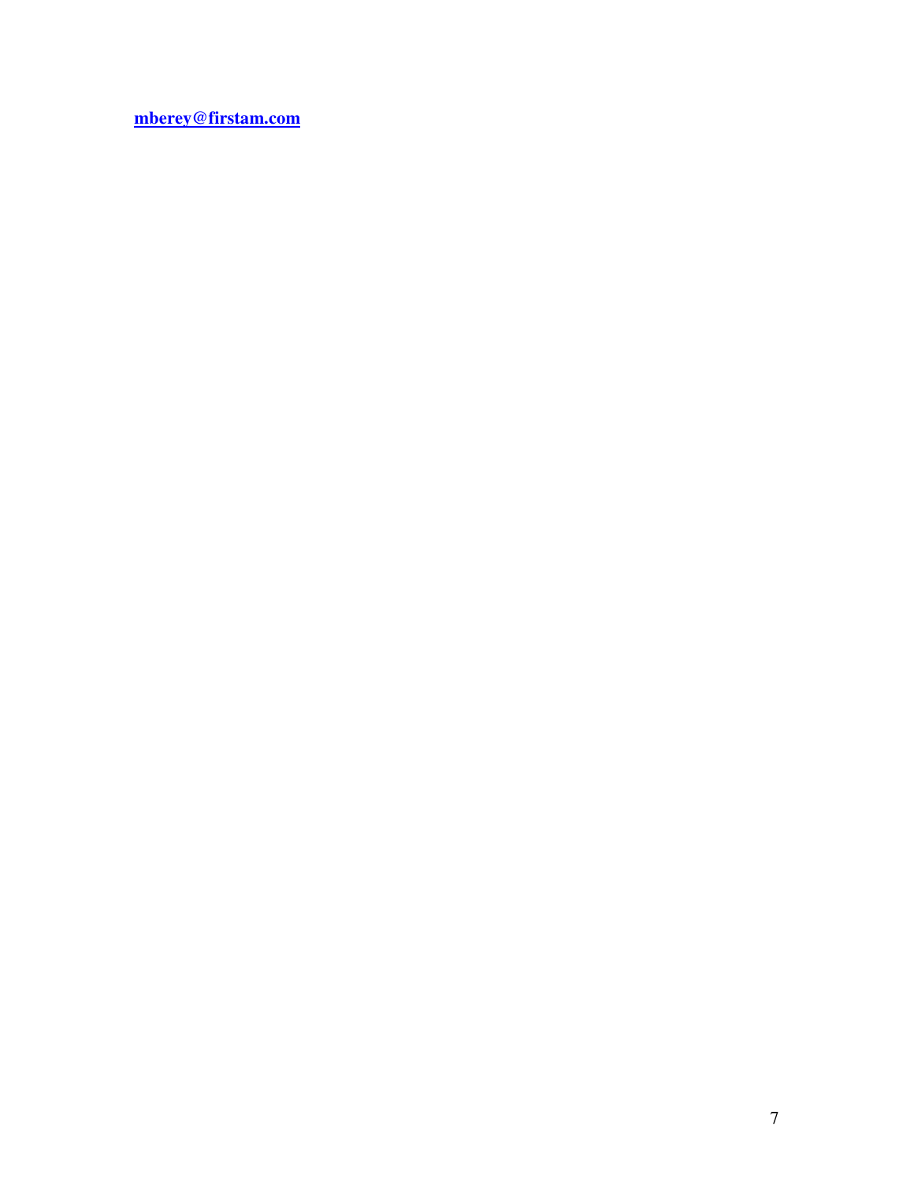**mberey@firstam.com**